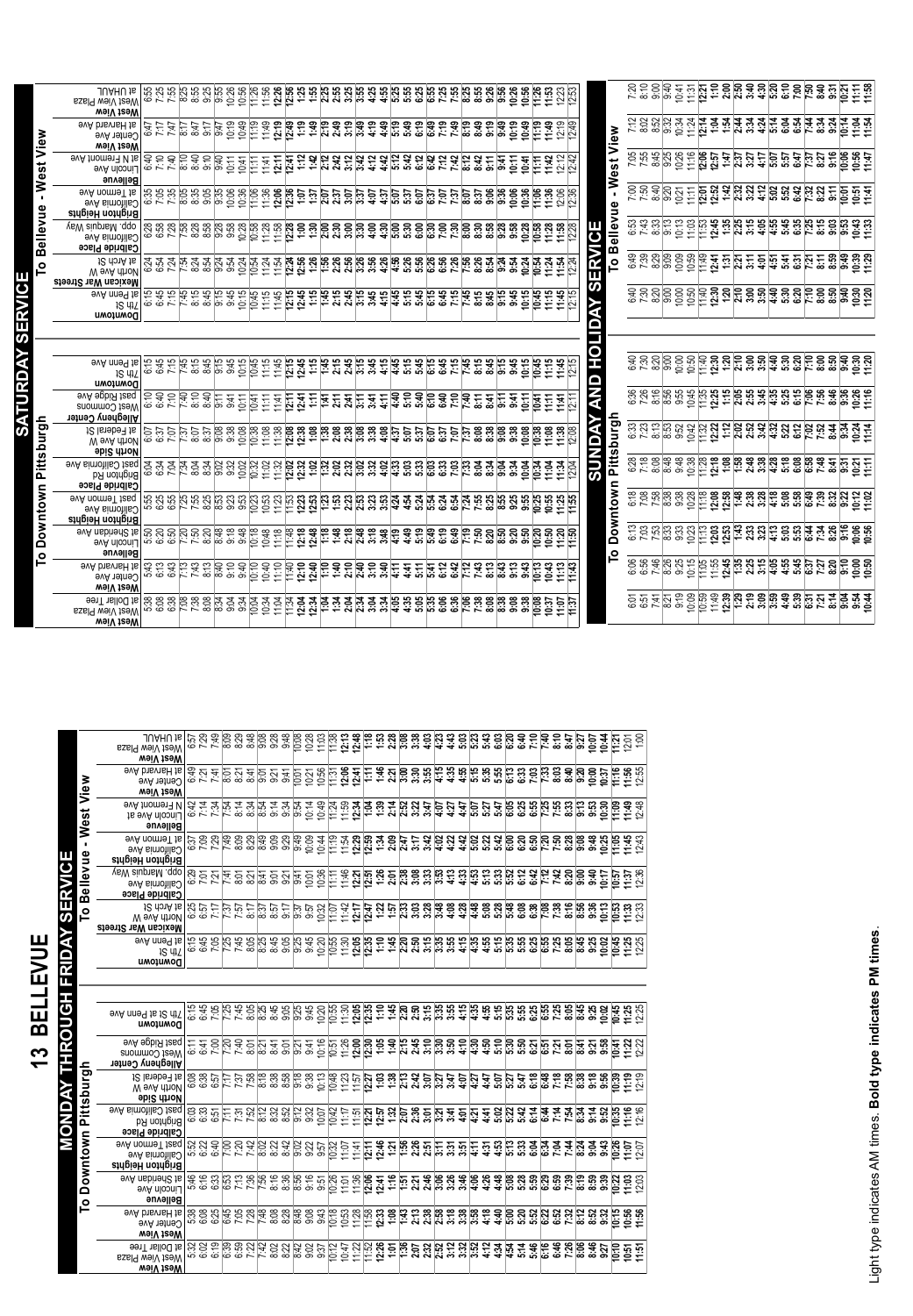# 13 BELLEVUE

## MONDAY THROUGH FRIDAY SERVICE

### To Downtown Pittsburgh

| West View<br>West View Plaza at Dollar Tree | West View<br>Center Ave at Harvard Ave | Bellevue<br>Lincoln Ave at Sheridan Ave | Brighton Heights<br>California Ave past Termon Ave | Calbride Place<br>Brighton Rd past California Ave | North Side<br>North Ave W at Federal St | Allegheny Center<br>West Commons past Ridge Ave | Downtown<br>7th St at Penn Ave |
|---|---|---|---|---|---|---|---|
| 5:32 | 5:38 | 5:46 | 5:52 | 6:03 | 6:08 | 6:11 | 6:15 |
| 6:02 | 6:08 | 6:16 | 6:22 | 6:33 | 6:38 | 6:41 | 6:45 |
| 6:19 | 6:25 | 6:33 | 6:40 | 6:51 | 6:57 | 7:00 | 7:05 |
| 6:39 | 6:45 | 6:53 | 7:00 | 7:11 | 7:17 | 7:20 | 7:25 |
| 6:59 | 7:05 | 7:13 | 7:20 | 7:31 | 7:37 | 7:40 | 7:45 |
| 7:22 | 7:28 | 7:36 | 7:42 | 7:52 | 7:58 | 8:01 | 8:05 |
| 7:42 | 7:48 | 7:56 | 8:02 | 8:12 | 8:18 | 8:21 | 8:25 |
| 8:02 | 8:08 | 8:16 | 8:22 | 8:32 | 8:38 | 8:41 | 8:45 |
| 8:22 | 8:28 | 8:36 | 8:42 | 8:52 | 8:58 | 9:01 | 9:05 |
| 8:42 | 8:48 | 8:56 | 9:02 | 9:12 | 9:18 | 9:21 | 9:25 |
| 9:02 | 9:08 | 9:16 | 9:22 | 9:32 | 9:38 | 9:41 | 9:45 |
| 9:37 | 9:43 | 9:51 | 9:57 | 10:07 | 10:13 | 10:16 | 10:20 |
| 10:12 | 10:18 | 10:26 | 10:32 | 10:42 | 10:48 | 10:51 | 10:55 |
| 10:47 | 10:53 | 11:01 | 11:07 | 11:17 | 11:23 | 11:26 | 11:30 |
| 11:22 | 11:28 | 11:36 | 11:41 | 11:51 | 11:57 | 12:00 | 12:05 |
| 11:52 | 11:58 | 12:06 | 12:11 | 12:21 | 12:27 | 12:30 | 12:35 |
| 12:26 | 12:34 | 12:42 | 12:48 | 12:57 | 1:03 | 1:06 | 1:10 |
| 1:01 | 1:09 | 1:16 | 1:21 | 1:32 | 1:38 | 1:40 | 1:45 |
| 1:36 | 1:43 | 1:51 | 1:56 | 2:07 | 2:13 | 2:15 | 2:20 |
| 2:07 | 2:13 | 2:21 | 2:26 | 2:36 | 2:42 | 2:45 | 2:50 |
| 2:32 | 2:38 | 2:46 | 2:51 | 3:01 | 3:07 | 3:10 | 3:15 |
| 2:52 | 2:58 | 3:06 | 3:11 | 3:21 | 3:27 | 3:30 | 3:35 |
| 3:12 | 3:18 | 3:26 | 3:31 | 3:41 | 3:47 | 3:50 | 3:55 |
| 3:32 | 3:38 | 3:46 | 3:51 | 4:01 | 4:07 | 4:10 | 4:15 |
| 3:52 | 3:58 | 4:06 | 4:11 | 4:21 | 4:27 | 4:30 | 4:35 |
| 4:12 | 4:18 | 4:26 | 4:31 | 4:41 | 4:47 | 4:50 | 4:55 |
| 4:34 | 4:40 | 4:48 | 4:53 | 5:02 | 5:07 | 5:10 | 5:15 |
| 4:54 | 5:00 | 5:08 | 5:13 | 5:22 | 5:27 | 5:30 | 5:35 |
| 5:14 | 5:20 | 5:28 | 5:33 | 5:42 | 5:47 | 5:50 | 5:55 |
| 5:46 | 5:52 | 5:59 | 6:04 | 6:14 | 6:18 | 6:21 | 6:25 |
| 6:16 | 6:22 | 6:29 | 6:34 | 6:44 | 6:48 | 6:51 | 6:55 |
| 6:46 | 6:52 | 6:59 | 7:04 | 7:14 | 7:18 | 7:21 | 7:25 |
| 7:26 | 7:32 | 7:39 | 7:44 | 7:54 | 7:58 | 8:01 | 8:05 |
| 8:06 | 8:12 | 8:19 | 8:24 | 8:34 | 8:38 | 8:41 | 8:45 |
| 8:46 | 8:52 | 8:59 | 9:04 | 9:14 | 9:18 | 9:21 | 9:25 |
| 9:27 | 9:32 | 9:39 | 9:43 | 9:52 | 9:56 | 9:58 | 10:02 |
| 10:10 | 10:15 | 10:22 | 10:26 | 10:35 | 10:39 | 10:41 | 10:45 |
| 10:56 | 11:01 | 11:03 | 11:07 | 11:16 | 11:19 | 11:22 | 11:25 |
| 11:51 | 11:56 | 12:03 | 12:07 | 12:16 | 12:19 | 12:22 | 12:25 |

### To Bellevue - West View

| Downtown<br>7th St at Penn Ave | Mexican War Streets<br>North Ave W at Arch St | Calbride Place<br>California Ave opp. Marquis Way | Brighton Heights<br>California Ave at Termon Ave | Bellevue<br>Lincoln Ave at N Fremont Ave | West View<br>Center Ave at Harvard Ave | West View<br>West View Plaza at UHAUL |
|---|---|---|---|---|---|---|
| 6:15 | 6:25 | 6:29 | 6:37 | 6:42 | 6:49 | 6:57 |
| 6:45 | 6:57 | 7:01 | 7:09 | 7:14 | 7:21 | 7:29 |
| 7:05 | 7:17 | 7:21 | 7:29 | 7:34 | 7:41 | 7:49 |
| 7:25 | 7:37 | 7:41 | 7:49 | 7:54 | 8:01 | 8:09 |
| 7:45 | 7:57 | 8:01 | 8:09 | 8:14 | 8:21 | 8:29 |
| 8:05 | 8:17 | 8:21 | 8:29 | 8:34 | 8:41 | 8:48 |
| 8:25 | 8:37 | 8:41 | 8:49 | 8:54 | 9:01 | 9:08 |
| 8:45 | 8:57 | 9:01 | 9:09 | 9:14 | 9:21 | 9:28 |
| 9:05 | 9:17 | 9:21 | 9:29 | 9:34 | 9:41 | 9:48 |
| 9:25 | 9:37 | 9:41 | 9:49 | 9:54 | 10:01 | 10:08 |
| 9:45 | 9:57 | 10:01 | 10:09 | 10:14 | 10:21 | 10:28 |
| 10:20 | 10:32 | 10:36 | 10:44 | 10:49 | 10:56 | 11:03 |
| 10:55 | 11:07 | 11:11 | 11:19 | 11:24 | 11:31 | 11:38 |
| 11:30 | 11:42 | 11:46 | 11:54 | 11:59 | 12:06 | 12:13 |
| 12:05 | 12:17 | 12:21 | 12:29 | 12:34 | 12:41 | 12:48 |
| 12:40 | 12:47 | 12:51 | 12:59 | 1:04 | 1:11 | 1:18 |
| 1:15 | 1:22 | 1:26 | 1:34 | 1:39 | 1:46 | 1:53 |
| 1:45 | 1:57 | 2:01 | 2:09 | 2:14 | 2:21 | 2:28 |
| 2:20 | 2:33 | 2:38 | 2:47 | 2:52 | 3:00 | 3:08 |
| 2:50 | 3:03 | 3:08 | 3:17 | 3:22 | 3:30 | 3:38 |
| 3:15 | 3:28 | 3:33 | 3:42 | 3:47 | 3:55 | 4:03 |
| 3:35 | 3:48 | 3:53 | 4:02 | 4:07 | 4:15 | 4:23 |
| 3:55 | 4:08 | 4:13 | 4:22 | 4:27 | 4:35 | 4:43 |
| 4:15 | 4:28 | 4:33 | 4:42 | 4:47 | 4:55 | 5:03 |
| 4:35 | 4:48 | 4:53 | 5:02 | 5:07 | 5:15 | 5:23 |
| 4:55 | 5:08 | 5:13 | 5:22 | 5:27 | 5:35 | 5:43 |
| 5:15 | 5:28 | 5:33 | 5:42 | 5:47 | 5:55 | 6:03 |
| 5:35 | 5:48 | 5:52 | 6:00 | 6:05 | 6:13 | 6:20 |
| 5:55 | 6:08 | 6:12 | 6:20 | 6:25 | 6:33 | 6:40 |
| 6:25 | 6:38 | 6:42 | 6:50 | 6:55 | 7:03 | 7:10 |
| 6:55 | 7:08 | 7:12 | 7:20 | 7:25 | 7:33 | 7:40 |
| 7:25 | 7:38 | 7:42 | 7:50 | 7:55 | 8:03 | 8:10 |
| 8:05 | 8:16 | 8:20 | 8:28 | 8:33 | 8:40 | 8:47 |
| 8:45 | 8:56 | 9:00 | 9:08 | 9:13 | 9:20 | 9:27 |
| 9:25 | 9:36 | 9:40 | 9:48 | 9:53 | 10:00 | 10:07 |
| 10:02 | 10:13 | 10:17 | 10:25 | 10:30 | 10:37 | 10:44 |
| 10:45 | 10:53 | 10:57 | 11:05 | 11:09 | 11:16 | 11:21 |
| 11:25 | 11:33 | 11:37 | 11:45 | 11:49 | 11:56 | 12:01 |
| 12:25 | 12:33 | 12:36 | 12:43 | 12:48 | 12:55 | 1:00 |

Light type indicates AM times. **Bold type indicates PM times.**

## SATURDAY SERVICE

### To Downtown Pittsburgh

| West View<br>West View Plaza at Dollar Tree | West View<br>Center Ave at Harvard Ave | Bellevue<br>Lincoln Ave at Sheridan Ave | Brighton Heights<br>California Ave past Termon Ave | Calbride Place<br>Brighton Rd past California Ave | North Side<br>North Ave W at Federal St | Allegheny Center<br>West Commons past Ridge Ave | Downtown<br>7th St at Penn Ave |
|---|---|---|---|---|---|---|---|
| 5:38 | 5:43 | 5:50 | 5:55 | 6:04 | 6:07 | 6:10 | 6:15 |
| 6:08 | 6:13 | 6:20 | 6:25 | 6:34 | 6:37 | 6:40 | 6:45 |
| 6:38 | 6:43 | 6:50 | 6:55 | 7:04 | 7:07 | 7:10 | 7:15 |
| 7:08 | 7:13 | 7:20 | 7:25 | 7:34 | 7:37 | 7:40 | 7:45 |
| 7:38 | 7:43 | 7:50 | 7:55 | 8:04 | 8:07 | 8:10 | 8:15 |
| 8:08 | 8:13 | 8:20 | 8:25 | 8:34 | 8:37 | 8:40 | 8:45 |
| 8:34 | 8:40 | 8:48 | 8:53 | 9:02 | 9:08 | 9:11 | 9:15 |
| 9:04 | 9:10 | 9:18 | 9:23 | 9:32 | 9:38 | 9:41 | 9:45 |
| 9:34 | 9:40 | 9:48 | 9:53 | 10:02 | 10:08 | 10:11 | 10:15 |
| 10:04 | 10:10 | 10:18 | 10:23 | 10:32 | 10:38 | 10:41 | 10:45 |
| 10:34 | 10:40 | 10:48 | 10:53 | 11:02 | 11:08 | 11:11 | 11:15 |
| 11:04 | 11:10 | 11:18 | 11:23 | 11:32 | 11:38 | 11:41 | 11:45 |
| 11:34 | 11:40 | 11:48 | 11:53 | 12:02 | 12:08 | 12:11 | 12:15 |
| 12:04 | 12:10 | 12:18 | 12:23 | 12:32 | 12:38 | 12:41 | 12:45 |
| 12:34 | 12:40 | 12:48 | 12:53 | 1:02 | 1:08 | 1:11 | 1:15 |
| 1:04 | 1:10 | 1:18 | 1:23 | 1:32 | 1:38 | 1:41 | 1:45 |
| 1:34 | 1:40 | 1:48 | 1:53 | 2:02 | 2:08 | 2:11 | 2:15 |
| 2:04 | 2:10 | 2:18 | 2:23 | 2:32 | 2:38 | 2:41 | 2:45 |
| 2:34 | 2:40 | 2:48 | 2:53 | 3:02 | 3:08 | 3:11 | 3:15 |
| 3:04 | 3:10 | 3:18 | 3:23 | 3:32 | 3:38 | 3:41 | 3:45 |
| 3:34 | 3:40 | 3:48 | 3:53 | 4:02 | 4:08 | 4:11 | 4:15 |
| 4:05 | 4:11 | 4:19 | 4:24 | 4:33 | 4:37 | 4:40 | 4:45 |
| 4:35 | 4:41 | 4:49 | 4:54 | 5:03 | 5:07 | 5:10 | 5:15 |
| 5:05 | 5:11 | 5:19 | 5:24 | 5:33 | 5:37 | 5:40 | 5:45 |
| 5:35 | 5:41 | 5:49 | 5:54 | 6:03 | 6:07 | 6:10 | 6:15 |
| 6:06 | 6:12 | 6:19 | 6:24 | 6:33 | 6:37 | 6:40 | 6:45 |
| 6:36 | 6:42 | 6:49 | 6:54 | 7:03 | 7:07 | 7:10 | 7:15 |
| 7:06 | 7:12 | 7:19 | 7:24 | 7:33 | 7:37 | 7:40 | 7:45 |
| 7:38 | 7:43 | 7:50 | 7:55 | 8:04 | 8:08 | 8:11 | 8:15 |
| 8:08 | 8:13 | 8:20 | 8:25 | 8:34 | 8:38 | 8:41 | 8:45 |
| 8:38 | 8:43 | 8:50 | 8:55 | 9:04 | 9:08 | 9:11 | 9:15 |
| 9:08 | 9:13 | 9:20 | 9:25 | 9:34 | 9:38 | 9:41 | 9:45 |
| 9:38 | 9:43 | 9:50 | 9:55 | 10:04 | 10:08 | 10:11 | 10:15 |
| 10:08 | 10:13 | 10:20 | 10:25 | 10:34 | 10:38 | 10:41 | 10:45 |
| 10:37 | 10:43 | 10:50 | 10:55 | 11:04 | 11:08 | 11:11 | 11:15 |
| 11:07 | 11:13 | 11:20 | 11:25 | 11:34 | 11:38 | 11:41 | 11:45 |
| 11:37 | 11:43 | 11:50 | 11:55 | 12:04 | 12:08 | 12:11 | 12:15 |

### To Bellevue - West View

| Downtown<br>7th St at Penn Ave | Mexican War Streets<br>North Ave W at Arch St | Calbride Place<br>California Ave opp. Marquis Way | Brighton Heights<br>California Ave at Termon Ave | Bellevue<br>Lincoln Ave at N Fremont Ave | West View<br>Center Ave at Harvard Ave | West View<br>West View Plaza at UHAUL |
|---|---|---|---|---|---|---|
| 6:15 | 6:24 | 6:28 | 6:35 | 6:40 | 6:47 | 6:55 |
| 6:45 | 6:54 | 6:58 | 7:05 | 7:10 | 7:17 | 7:25 |
| 7:15 | 7:24 | 7:28 | 7:35 | 7:40 | 7:47 | 7:55 |
| 7:45 | 7:54 | 7:58 | 8:05 | 8:10 | 8:17 | 8:25 |
| 8:15 | 8:24 | 8:28 | 8:35 | 8:40 | 8:47 | 8:55 |
| 8:45 | 8:54 | 8:58 | 9:05 | 9:10 | 9:17 | 9:25 |
| 9:15 | 9:24 | 9:28 | 9:35 | 9:40 | 9:47 | 9:55 |
| 9:45 | 9:54 | 9:58 | 10:06 | 10:11 | 10:19 | 10:26 |
| 10:15 | 10:24 | 10:28 | 10:36 | 10:41 | 10:49 | 10:56 |
| 10:45 | 10:54 | 10:58 | 11:06 | 11:11 | 11:19 | 11:26 |
| 11:15 | 11:24 | 11:28 | 11:36 | 11:41 | 11:49 | 11:56 |
| 11:45 | 11:54 | 11:58 | 12:06 | 12:11 | 12:19 | 12:26 |
| 12:15 | 12:24 | 12:28 | 12:36 | 12:41 | 12:49 | 12:56 |
| 12:45 | 12:56 | 1:00 | 1:07 | 1:12 | 1:19 | 1:25 |
| 1:15 | 1:26 | 1:30 | 1:37 | 1:42 | 1:49 | 1:55 |
| 1:45 | 1:56 | 2:00 | 2:07 | 2:12 | 2:19 | 2:25 |
| 2:15 | 2:26 | 2:30 | 2:37 | 2:42 | 2:49 | 2:55 |
| 2:45 | 2:56 | 3:00 | 3:07 | 3:12 | 3:19 | 3:25 |
| 3:15 | 3:26 | 3:30 | 3:37 | 3:42 | 3:49 | 3:55 |
| 3:45 | 3:56 | 4:00 | 4:07 | 4:12 | 4:19 | 4:25 |
| 4:15 | 4:26 | 4:30 | 4:37 | 4:42 | 4:49 | 4:55 |
| 4:45 | 4:56 | 5:00 | 5:07 | 5:12 | 5:19 | 5:25 |
| 5:15 | 5:26 | 5:30 | 5:37 | 5:42 | 5:49 | 5:55 |
| 5:45 | 5:56 | 6:00 | 6:07 | 6:12 | 6:19 | 6:25 |
| 6:15 | 6:26 | 6:30 | 6:37 | 6:42 | 6:49 | 6:55 |
| 6:45 | 6:56 | 7:00 | 7:07 | 7:12 | 7:19 | 7:25 |
| 7:15 | 7:26 | 7:30 | 7:37 | 7:42 | 7:49 | 7:55 |
| 7:45 | 7:56 | 8:00 | 8:07 | 8:12 | 8:19 | 8:25 |
| 8:15 | 8:26 | 8:30 | 8:37 | 8:41 | 8:49 | 8:55 |
| 8:45 | 8:54 | 8:58 | 9:06 | 9:11 | 9:19 | 9:26 |
| 9:15 | 9:24 | 9:28 | 9:36 | 9:41 | 9:49 | 9:56 |
| 9:45 | 9:54 | 9:58 | 10:06 | 10:11 | 10:19 | 10:26 |
| 10:15 | 10:24 | 10:28 | 10:36 | 10:41 | 10:49 | 10:56 |
| 10:45 | 10:54 | 10:58 | 11:06 | 11:11 | 11:19 | 11:26 |
| 11:15 | 11:24 | 11:28 | 11:36 | 11:42 | 11:49 | 11:53 |
| 11:45 | 11:54 | 11:58 | 12:06 | 12:12 | 12:19 | 12:23 |
| 12:15 | 12:24 | 12:28 | 12:36 | 12:42 | 12:49 | 12:53 |

## SUNDAY AND HOLIDAY SERVICE

### To Downtown Pittsburgh

| West View<br>West View Plaza at Dollar Tree | West View<br>Center Ave at Harvard Ave | Bellevue<br>Lincoln Ave at Sheridan Ave | Brighton Heights<br>California Ave past Termon Ave | Calbride Place<br>Brighton Rd past California Ave | North Side<br>North Ave W at Federal St | Allegheny Center<br>West Commons past Ridge Ave | Downtown<br>7th St at Penn Ave |
|---|---|---|---|---|---|---|---|
| 6:01 | 6:06 | 6:13 | 6:18 | 6:28 | 6:33 | 6:36 | 6:40 |
| 6:51 | 6:56 | 7:03 | 7:08 | 7:18 | 7:23 | 7:26 | 7:30 |
| 7:41 | 7:46 | 7:53 | 7:58 | 8:08 | 8:13 | 8:16 | 8:20 |
| 8:21 | 8:26 | 8:33 | 8:38 | 8:48 | 8:53 | 8:56 | 9:00 |
| 9:19 | 9:25 | 9:33 | 9:38 | 9:48 | 9:52 | 9:55 | 10:00 |
| 10:09 | 10:15 | 10:23 | 10:28 | 10:38 | 10:42 | 10:45 | 10:50 |
| 10:59 | 11:05 | 11:13 | 11:18 | 11:28 | 11:32 | 11:35 | 11:40 |
| 11:49 | 11:55 | 12:03 | 12:08 | 12:18 | 12:22 | 12:25 | 12:30 |
| 12:39 | 12:45 | 12:53 | 12:58 | 1:08 | 1:12 | 1:15 | 1:20 |
| 1:29 | 1:35 | 1:43 | 1:48 | 1:58 | 2:02 | 2:05 | 2:10 |
| 2:19 | 2:25 | 2:33 | 2:38 | 2:48 | 2:52 | 2:55 | 3:00 |
| 3:09 | 3:15 | 3:23 | 3:28 | 3:38 | 3:42 | 3:45 | 3:50 |
| 3:59 | 4:05 | 4:13 | 4:18 | 4:28 | 4:32 | 4:35 | 4:40 |
| 4:49 | 4:55 | 5:03 | 5:08 | 5:18 | 5:22 | 5:25 | 5:30 |
| 5:39 | 5:45 | 5:53 | 5:58 | 6:08 | 6:12 | 6:15 | 6:20 |
| 6:31 | 6:37 | 6:44 | 6:49 | 6:58 | 7:02 | 7:06 | 7:10 |
| 7:21 | 7:27 | 7:34 | 7:39 | 7:48 | 7:52 | 7:56 | 8:00 |
| 8:14 | 8:20 | 8:26 | 8:32 | 8:41 | 8:44 | 8:46 | 8:50 |
| 9:04 | 9:10 | 9:16 | 9:22 | 9:31 | 9:34 | 9:36 | 9:40 |
| 9:54 | 10:00 | 10:06 | 10:12 | 10:21 | 10:24 | 10:26 | 10:30 |
| 10:44 | 10:50 | 10:56 | 11:02 | 11:11 | 11:14 | 11:16 | 11:20 |

### To Bellevue - West View

| Downtown<br>7th St at Penn Ave | Mexican War Streets<br>North Ave W at Arch St | Calbride Place<br>California Ave opp. Marquis Way | Brighton Heights<br>California Ave at Termon Ave | Bellevue<br>Lincoln Ave at N Fremont Ave | West View<br>Center Ave at Harvard Ave | West View<br>West View Plaza at UHAUL |
|---|---|---|---|---|---|---|
| 6:40 | 6:49 | 6:53 | 7:00 | 7:05 | 7:12 | 7:20 |
| 7:30 | 7:39 | 7:43 | 7:50 | 7:55 | 8:02 | 8:10 |
| 8:20 | 8:29 | 8:33 | 8:40 | 8:45 | 8:52 | 9:00 |
| 9:00 | 9:09 | 9:13 | 9:20 | 9:25 | 9:32 | 9:40 |
| 10:00 | 10:09 | 10:13 | 10:21 | 10:26 | 10:34 | 10:41 |
| 10:50 | 10:59 | 11:03 | 11:11 | 11:16 | 11:24 | 11:31 |
| 11:40 | 11:49 | 11:53 | 12:01 | 12:06 | 12:14 | 12:21 |
| 12:30 | 12:41 | 12:45 | 12:52 | 12:57 | 1:04 | 1:10 |
| 1:20 | 1:31 | 1:35 | 1:42 | 1:47 | 1:54 | 2:00 |
| 2:10 | 2:21 | 2:25 | 2:32 | 2:37 | 2:44 | 2:50 |
| 3:00 | 3:11 | 3:15 | 3:22 | 3:27 | 3:34 | 3:40 |
| 3:50 | 4:01 | 4:05 | 4:12 | 4:17 | 4:24 | 4:30 |
| 4:40 | 4:51 | 4:55 | 5:02 | 5:07 | 5:14 | 5:20 |
| 5:30 | 5:41 | 5:45 | 5:52 | 5:57 | 6:04 | 6:10 |
| 6:20 | 6:31 | 6:35 | 6:42 | 6:47 | 6:54 | 7:00 |
| 7:10 | 7:21 | 7:25 | 7:32 | 7:37 | 7:44 | 7:50 |
| 8:00 | 8:11 | 8:15 | 8:22 | 8:27 | 8:34 | 8:40 |
| 8:50 | 8:59 | 9:03 | 9:11 | 9:16 | 9:24 | 9:31 |
| 9:40 | 9:49 | 9:53 | 10:01 | 10:06 | 10:14 | 10:21 |
| 10:30 | 10:39 | 10:43 | 10:51 | 10:56 | 11:04 | 11:11 |
| 11:20 | 11:29 | 11:33 | 11:41 | 11:47 | 11:54 | 11:58 |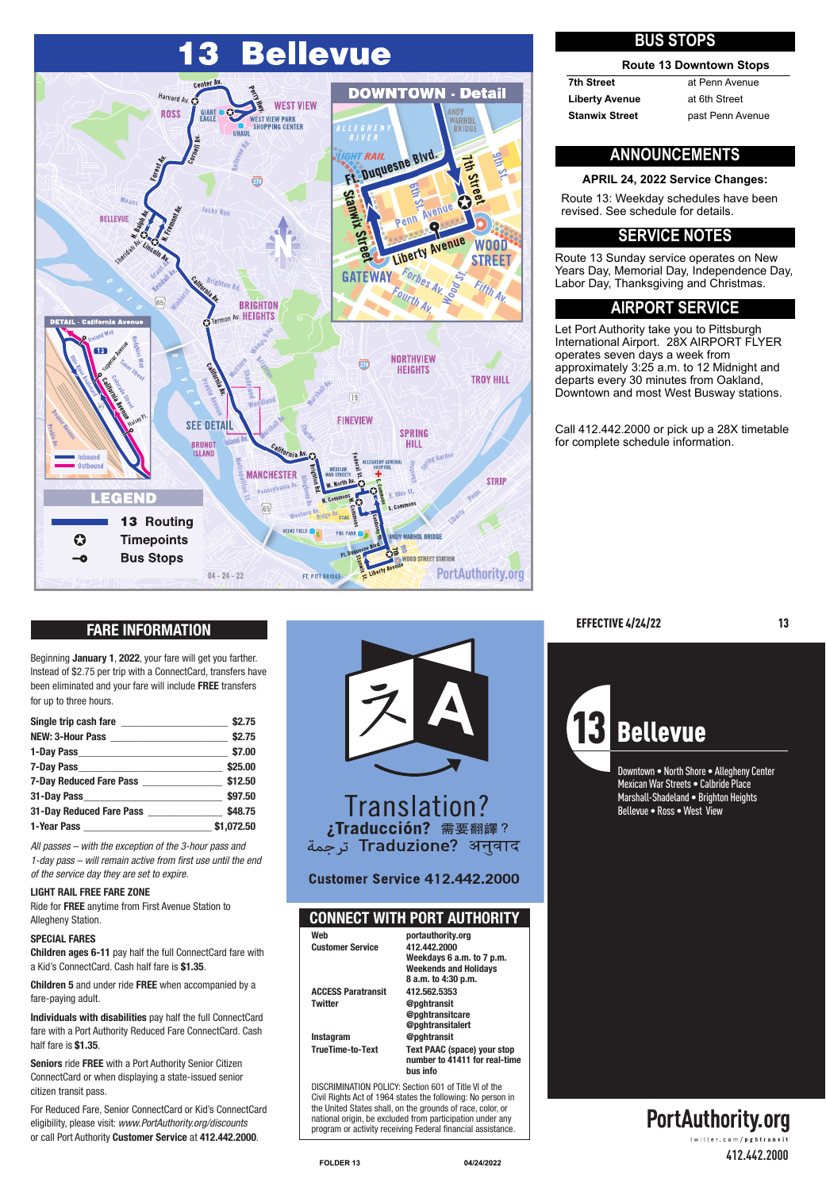# 13 Bellevue

## DOWNTOWN - Detail

Center Av. Harvard Av. ROSS GIANT EAGLE WEST VIEW WEST VIEW PARK SHOPPING CENTER UHAUL Perry Hwy. Forest Av. Cornell Av. Bellevue Rd. Means Jacks Run BELLEVUE N. Balph Av. N. Fremont Av. Sheridan Av. Lincoln Av. Grant Av. Kendall Av. Brighton Rd. Wildwood California Av. BRIGHTON HEIGHTS Termon Av. OHIO RIVER NORTHVIEW HEIGHTS TROY HILL FINEVIEW SPRING HILL SEE DETAIL BRUNOT ISLAND MANCHESTER California Av. Brighton Rd. MEXICAN WAR STREETS W. North Av. ALLEGHENY GENERAL HOSPITAL E. Ohio St. STRIP W. Commons N. Commons S. Commons Western Av. Ridge Av. CCAC HEINZ FIELD PNC PARK ANDY WARHOL BRIDGE WOOD STREET STATION Ft. Duquesne Blvd. Stanwix St. 7th St. Liberty Avenue FT. PITT BRIDGE

ALLEGHENY RIVER LIGHT RAIL Ft. Duquesne Blvd. ANDY WARHOL BRIDGE 7th Street 9th St. 6th St. Stanwix Street Penn Avenue Liberty Avenue WOOD STREET GATEWAY Forbes Av. Wood St. Fourth Av. Fifth Av.

DETAIL - California Avenue

Inbound
Outbound

## LEGEND

- 13 Routing
- Timepoints
- Bus Stops

04 - 24 - 22

PortAuthority.org

## BUS STOPS

**Route 13 Downtown Stops**

| | |
|---|---|
| **7th Street** | at Penn Avenue |
| **Liberty Avenue** | at 6th Street |
| **Stanwix Street** | past Penn Avenue |

## ANNOUNCEMENTS

**APRIL 24, 2022 Service Changes:**

Route 13: Weekday schedules have been revised. See schedule for details.

## SERVICE NOTES

Route 13 Sunday service operates on New Years Day, Memorial Day, Independence Day, Labor Day, Thanksgiving and Christmas.

## AIRPORT SERVICE

Let Port Authority take you to Pittsburgh International Airport. 28X AIRPORT FLYER operates seven days a week from approximately 3:25 a.m. to 12 Midnight and departs every 30 minutes from Oakland, Downtown and most West Busway stations.

Call 412.442.2000 or pick up a 28X timetable for complete schedule information.

## FARE INFORMATION

Beginning **January 1**, **2022**, your fare will get you farther. Instead of $2.75 per trip with a ConnectCard, transfers have been eliminated and your fare will include **FREE** transfers for up to three hours.

| | |
|---|---|
| **Single trip cash fare** | **$2.75** |
| **NEW: 3-Hour Pass** | **$2.75** |
| **1-Day Pass** | **$7.00** |
| **7-Day Pass** | **$25.00** |
| **7-Day Reduced Fare Pass** | **$12.50** |
| **31-Day Pass** | **$97.50** |
| **31-Day Reduced Fare Pass** | **$48.75** |
| **1-Year Pass** | **$1,072.50** |

*All passes – with the exception of the 3-hour pass and 1-day pass – will remain active from first use until the end of the service day they are set to expire.*

**LIGHT RAIL FREE FARE ZONE**

Ride for **FREE** anytime from First Avenue Station to Allegheny Station.

**SPECIAL FARES**

**Children ages 6-11** pay half the full ConnectCard fare with a Kid's ConnectCard. Cash half fare is **$1.35**.

**Children 5** and under ride **FREE** when accompanied by a fare-paying adult.

**Individuals with disabilities** pay half the full ConnectCard fare with a Port Authority Reduced Fare ConnectCard. Cash half fare is **$1.35**.

**Seniors** ride **FREE** with a Port Authority Senior Citizen ConnectCard or when displaying a state-issued senior citizen transit pass.

For Reduced Fare, Senior ConnectCard or Kid's ConnectCard eligibility, please visit: *www.PortAuthority.org/discounts* or call Port Authority **Customer Service** at **412.442.2000**.

Translation?
**¿Traducción?** 需要翻譯？
ترجمة **Traduzione?** अनुवाद

**Customer Service 412.442.2000**

## CONNECT WITH PORT AUTHORITY

| | |
|---|---|
| **Web** | **portauthority.org** |
| **Customer Service** | **412.442.2000 Weekdays 6 a.m. to 7 p.m. Weekends and Holidays 8 a.m. to 4:30 p.m.** |
| **ACCESS Paratransit** | **412.562.5353** |
| **Twitter** | **@pghtransit @pghtransitcare @pghtransitalert** |
| **Instagram** | **@pghtransit** |
| **TrueTime-to-Text** | **Text PAAC (space) your stop number to 41411 for real-time bus info** |

DISCRIMINATION POLICY: Section 601 of Title VI of the Civil Rights Act of 1964 states the following: No person in the United States shall, on the grounds of race, color, or national origin, be excluded from participation under any program or activity receiving Federal financial assistance.

FOLDER 13 04/24/2022

**EFFECTIVE 4/24/22** **13**

# 13 Bellevue

Downtown • North Shore • Allegheny Center
Mexican War Streets • Calbride Place
Marshall-Shadeland • Brighton Heights
Bellevue • Ross • West View

**PortAuthority.org**
twitter.com/pghtransit
**412.442.2000**